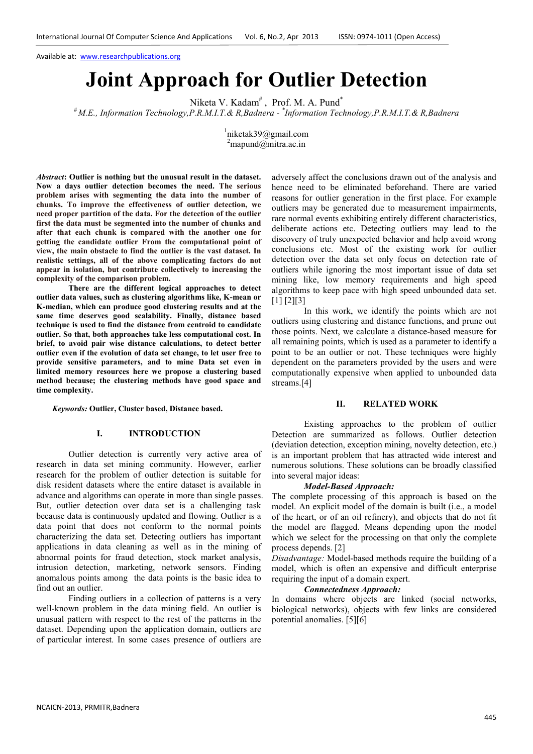Available at: www.researchpublications.org

# Joint Approach for Outlier Detection

Niketa V. Kadam[#], Prof. M. A. Pund[*]

[#] *M.E., Information Technology,P.R.M.I.T.& R,Badnera* - [*] *Information Technology,P.R.M.I.T.& R,Badnera*

[1]niketak39@gmail.com
[2]mapund@mitra.ac.in

***Abstract*: Outlier is nothing but the unusual result in the dataset. Now a days outlier detection becomes the need. The serious problem arises with segmenting the data into the number of chunks. To improve the effectiveness of outlier detection, we need proper partition of the data. For the detection of the outlier first the data must be segmented into the number of chunks and after that each chunk is compared with the another one for getting the candidate outlier From the computational point of view, the main obstacle to find the outlier is the vast dataset. In realistic settings, all of the above complicating factors do not appear in isolation, but contribute collectively to increasing the complexity of the comparison problem.**

**There are the different logical approaches to detect outlier data values, such as clustering algorithms like, K-mean or K-median, which can produce good clustering results and at the same time deserves good scalability. Finally, distance based technique is used to find the distance from centroid to candidate outlier. So that, both approaches take less computational cost. In brief, to avoid pair wise distance calculations, to detect better outlier even if the evolution of data set change, to let user free to provide sensitive parameters, and to mine Data set even in limited memory resources here we propose a clustering based method because; the clustering methods have good space and time complexity.**

***Keywords:* Outlier, Cluster based, Distance based.**

## I. INTRODUCTION

Outlier detection is currently very active area of research in data set mining community. However, earlier research for the problem of outlier detection is suitable for disk resident datasets where the entire dataset is available in advance and algorithms can operate in more than single passes. But, outlier detection over data set is a challenging task because data is continuously updated and flowing. Outlier is a data point that does not conform to the normal points characterizing the data set. Detecting outliers has important applications in data cleaning as well as in the mining of abnormal points for fraud detection, stock market analysis, intrusion detection, marketing, network sensors. Finding anomalous points among the data points is the basic idea to find out an outlier.

Finding outliers in a collection of patterns is a very well-known problem in the data mining field. An outlier is unusual pattern with respect to the rest of the patterns in the dataset. Depending upon the application domain, outliers are of particular interest. In some cases presence of outliers are adversely affect the conclusions drawn out of the analysis and hence need to be eliminated beforehand. There are varied reasons for outlier generation in the first place. For example outliers may be generated due to measurement impairments, rare normal events exhibiting entirely different characteristics, deliberate actions etc. Detecting outliers may lead to the discovery of truly unexpected behavior and help avoid wrong conclusions etc. Most of the existing work for outlier detection over the data set only focus on detection rate of outliers while ignoring the most important issue of data set mining like, low memory requirements and high speed algorithms to keep pace with high speed unbounded data set. [1] [2][3]

In this work, we identify the points which are not outliers using clustering and distance functions, and prune out those points. Next, we calculate a distance-based measure for all remaining points, which is used as a parameter to identify a point to be an outlier or not. These techniques were highly dependent on the parameters provided by the users and were computationally expensive when applied to unbounded data streams.[4]

## II. RELATED WORK

Existing approaches to the problem of outlier Detection are summarized as follows. Outlier detection (deviation detection, exception mining, novelty detection, etc.) is an important problem that has attracted wide interest and numerous solutions. These solutions can be broadly classified into several major ideas:

***Model-Based Approach:***

The complete processing of this approach is based on the model. An explicit model of the domain is built (i.e., a model of the heart, or of an oil refinery), and objects that do not fit the model are flagged. Means depending upon the model which we select for the processing on that only the complete process depends. [2]

*Disadvantage:* Model-based methods require the building of a model, which is often an expensive and difficult enterprise requiring the input of a domain expert.

***Connectedness Approach:***

In domains where objects are linked (social networks, biological networks), objects with few links are considered potential anomalies. [5][6]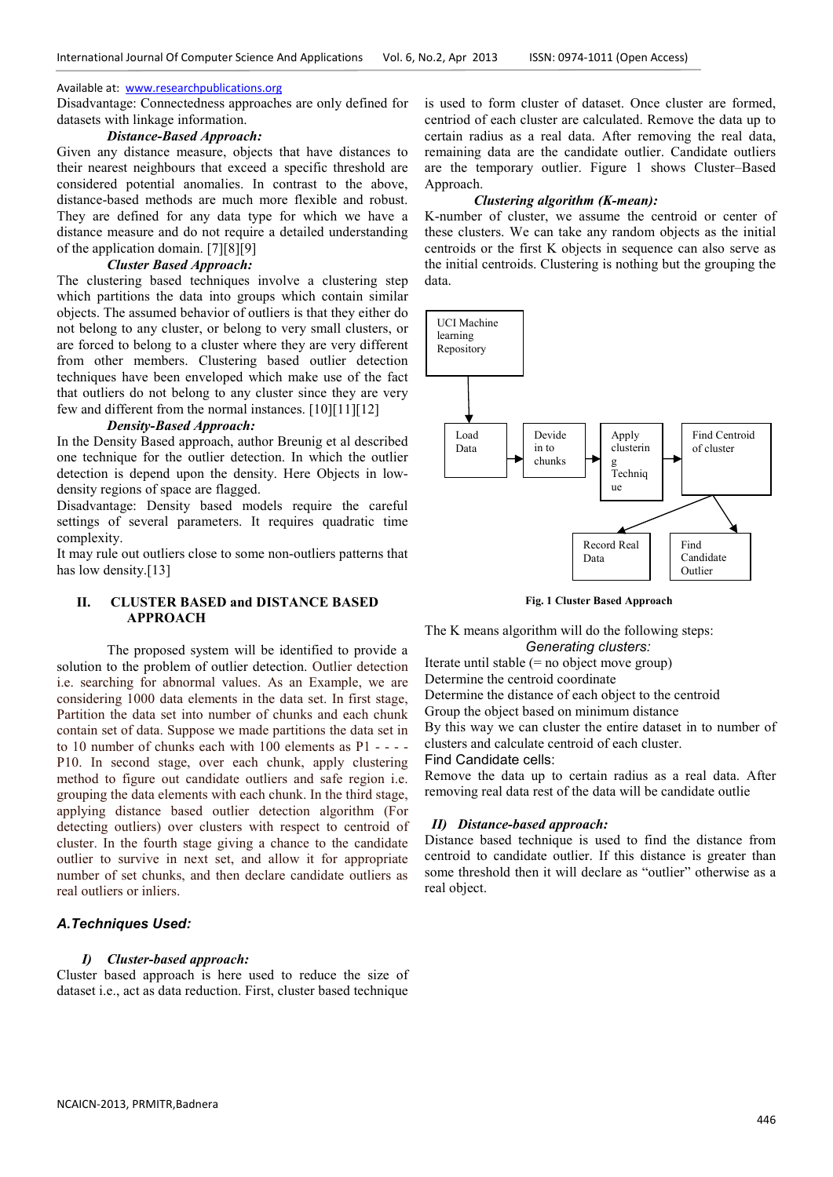Available at: www.researchpublications.org

Disadvantage: Connectedness approaches are only defined for datasets with linkage information.

***Distance-Based Approach:***

Given any distance measure, objects that have distances to their nearest neighbours that exceed a specific threshold are considered potential anomalies. In contrast to the above, distance-based methods are much more flexible and robust. They are defined for any data type for which we have a distance measure and do not require a detailed understanding of the application domain. [7][8][9]

***Cluster Based Approach:***

The clustering based techniques involve a clustering step which partitions the data into groups which contain similar objects. The assumed behavior of outliers is that they either do not belong to any cluster, or belong to very small clusters, or are forced to belong to a cluster where they are very different from other members. Clustering based outlier detection techniques have been enveloped which make use of the fact that outliers do not belong to any cluster since they are very few and different from the normal instances. [10][11][12]

***Density-Based Approach:***

In the Density Based approach, author Breunig et al described one technique for the outlier detection. In which the outlier detection is depend upon the density. Here Objects in low-density regions of space are flagged.

Disadvantage: Density based models require the careful settings of several parameters. It requires quadratic time complexity.

It may rule out outliers close to some non-outliers patterns that has low density.[13]

## II. CLUSTER BASED and DISTANCE BASED APPROACH

The proposed system will be identified to provide a solution to the problem of outlier detection. Outlier detection i.e. searching for abnormal values. As an Example, we are considering 1000 data elements in the data set. In first stage, Partition the data set into number of chunks and each chunk contain set of data. Suppose we made partitions the data set in to 10 number of chunks each with 100 elements as P1 - - - - P10. In second stage, over each chunk, apply clustering method to figure out candidate outliers and safe region i.e. grouping the data elements with each chunk. In the third stage, applying distance based outlier detection algorithm (For detecting outliers) over clusters with respect to centroid of cluster. In the fourth stage giving a chance to the candidate outlier to survive in next set, and allow it for appropriate number of set chunks, and then declare candidate outliers as real outliers or inliers.

### *A.Techniques Used:*

#### *I) Cluster-based approach:*

Cluster based approach is here used to reduce the size of dataset i.e., act as data reduction. First, cluster based technique is used to form cluster of dataset. Once cluster are formed, centriod of each cluster are calculated. Remove the data up to certain radius as a real data. After removing the real data, remaining data are the candidate outlier. Candidate outliers are the temporary outlier. Figure 1 shows Cluster–Based Approach.

***Clustering algorithm (K-mean):***

K-number of cluster, we assume the centroid or center of these clusters. We can take any random objects as the initial centroids or the first K objects in sequence can also serve as the initial centroids. Clustering is nothing but the grouping the data.

UCI Machine learning Repository → Load Data → Devide in to chunks → Apply clustering Technique → Find Centroid of cluster → Record Real Data / Find Candidate Outlier

**Fig. 1 Cluster Based Approach**

The K means algorithm will do the following steps:

*Generating clusters:*

Iterate until stable (= no object move group)

Determine the centroid coordinate

Determine the distance of each object to the centroid

Group the object based on minimum distance

By this way we can cluster the entire dataset in to number of clusters and calculate centroid of each cluster.

Find Candidate cells:

Remove the data up to certain radius as a real data. After removing real data rest of the data will be candidate outlie

#### *II) Distance-based approach:*

Distance based technique is used to find the distance from centroid to candidate outlier. If this distance is greater than some threshold then it will declare as "outlier" otherwise as a real object.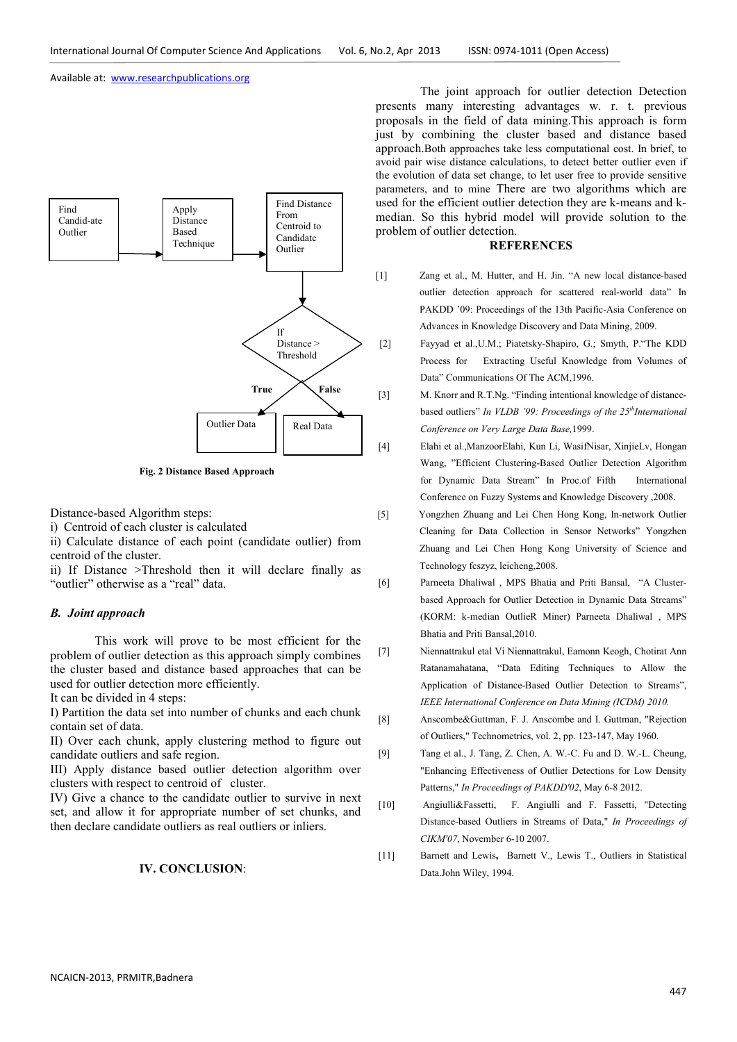Find Candid-ate Outlier → Apply Distance Based Technique → Find Distance From Centroid to Candidate Outlier → If Distance > Threshold → True: Outlier Data / False: Real Data

**Fig. 2 Distance Based Approach**

Distance-based Algorithm steps:

i) Centroid of each cluster is calculated

ii) Calculate distance of each point (candidate outlier) from centroid of the cluster.

ii) If Distance >Threshold then it will declare finally as "outlier" otherwise as a "real" data.

### *B. Joint approach*

This work will prove to be most efficient for the problem of outlier detection as this approach simply combines the cluster based and distance based approaches that can be used for outlier detection more efficiently.

It can be divided in 4 steps:

I) Partition the data set into number of chunks and each chunk contain set of data.

II) Over each chunk, apply clustering method to figure out candidate outliers and safe region.

III) Apply distance based outlier detection algorithm over clusters with respect to centroid of cluster.

IV) Give a chance to the candidate outlier to survive in next set, and allow it for appropriate number of set chunks, and then declare candidate outliers as real outliers or inliers.

## IV. CONCLUSION:

The joint approach for outlier detection Detection presents many interesting advantages w. r. t. previous proposals in the field of data mining.This approach is form just by combining the cluster based and distance based approach.Both approaches take less computational cost. In brief, to avoid pair wise distance calculations, to detect better outlier even if the evolution of data set change, to let user free to provide sensitive parameters, and to mine There are two algorithms which are used for the efficient outlier detection they are k-means and k-median. So this hybrid model will provide solution to the problem of outlier detection.

## REFERENCES

[1] Zang et al., M. Hutter, and H. Jin. "A new local distance-based outlier detection approach for scattered real-world data" In PAKDD '09: Proceedings of the 13th Pacific-Asia Conference on Advances in Knowledge Discovery and Data Mining, 2009.

[2] Fayyad et al.,U.M.; Piatetsky-Shapiro, G.; Smyth, P."The KDD Process for Extracting Useful Knowledge from Volumes of Data" Communications Of The ACM,1996.

[3] M. Knorr and R.T.Ng. "Finding intentional knowledge of distance-based outliers" *In VLDB '99: Proceedings of the 25th International Conference on Very Large Data Base,*1999.

[4] Elahi et al.,ManzoorElahi, Kun Li, WasifNisar, XinjieLv, Hongan Wang, "Efficient Clustering-Based Outlier Detection Algorithm for Dynamic Data Stream" In Proc.of Fifth International Conference on Fuzzy Systems and Knowledge Discovery ,2008.

[5] Yongzhen Zhuang and Lei Chen Hong Kong, In-network Outlier Cleaning for Data Collection in Sensor Networks" Yongzhen Zhuang and Lei Chen Hong Kong University of Science and Technology fcszyz, leicheng,2008.

[6] Parneeta Dhaliwal , MPS Bhatia and Priti Bansal, "A Cluster-based Approach for Outlier Detection in Dynamic Data Streams" (KORM: k-median OutlieR Miner) Parneeta Dhaliwal , MPS Bhatia and Priti Bansal,2010.

[7] Niennattrakul etal Vi Niennattrakul, Eamonn Keogh, Chotirat Ann Ratanamahatana, "Data Editing Techniques to Allow the Application of Distance-Based Outlier Detection to Streams", *IEEE International Conference on Data Mining (ICDM) 2010.*

[8] Anscombe&Guttman, F. J. Anscombe and I. Guttman, "Rejection of Outliers," Technometrics, vol. 2, pp. 123-147, May 1960.

[9] Tang et al., J. Tang, Z. Chen, A. W.-C. Fu and D. W.-L. Cheung, "Enhancing Effectiveness of Outlier Detections for Low Density Patterns," *In Proceedings of PAKDD'02*, May 6-8 2012.

[10] Angiulli&Fassetti, F. Angiulli and F. Fassetti, "Detecting Distance-based Outliers in Streams of Data," *In Proceedings of CIKM'07*, November 6-10 2007.

[11] Barnett and Lewis, Barnett V., Lewis T., Outliers in Statistical Data.John Wiley, 1994.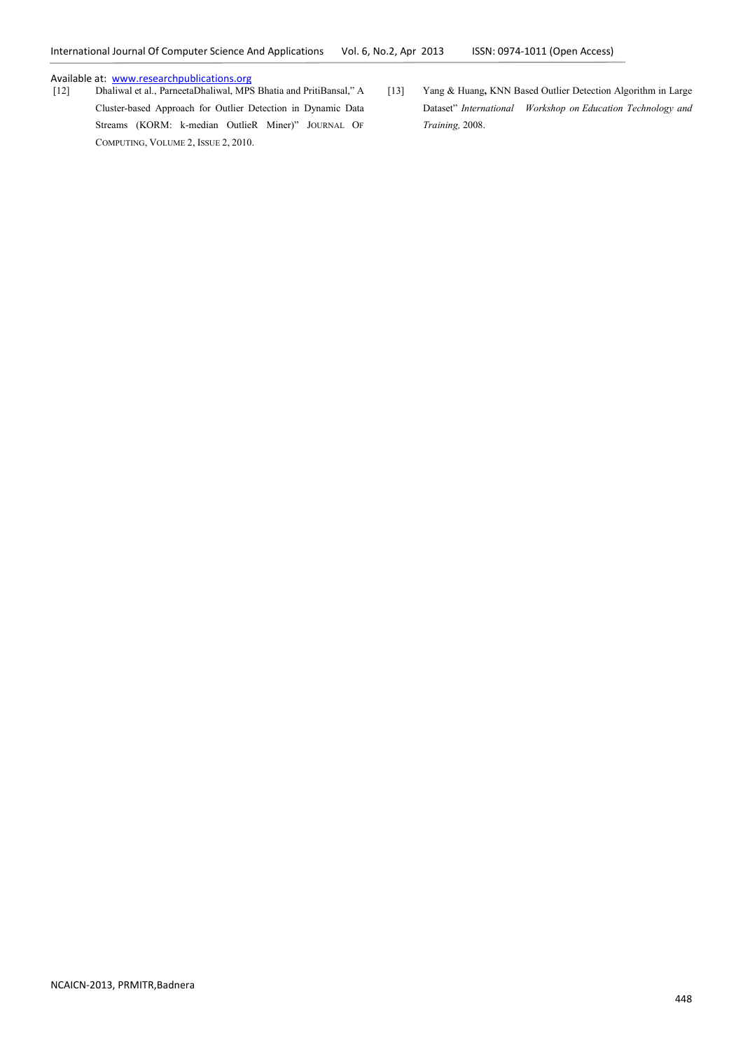[12] Dhaliwal et al., ParneetaDhaliwal, MPS Bhatia and PritiBansal," A Cluster-based Approach for Outlier Detection in Dynamic Data Streams (KORM: k-median OutlieR Miner)" JOURNAL OF COMPUTING, VOLUME 2, ISSUE 2, 2010.

[13] Yang & Huang**,** KNN Based Outlier Detection Algorithm in Large Dataset" *International Workshop on Education Technology and Training,* 2008.